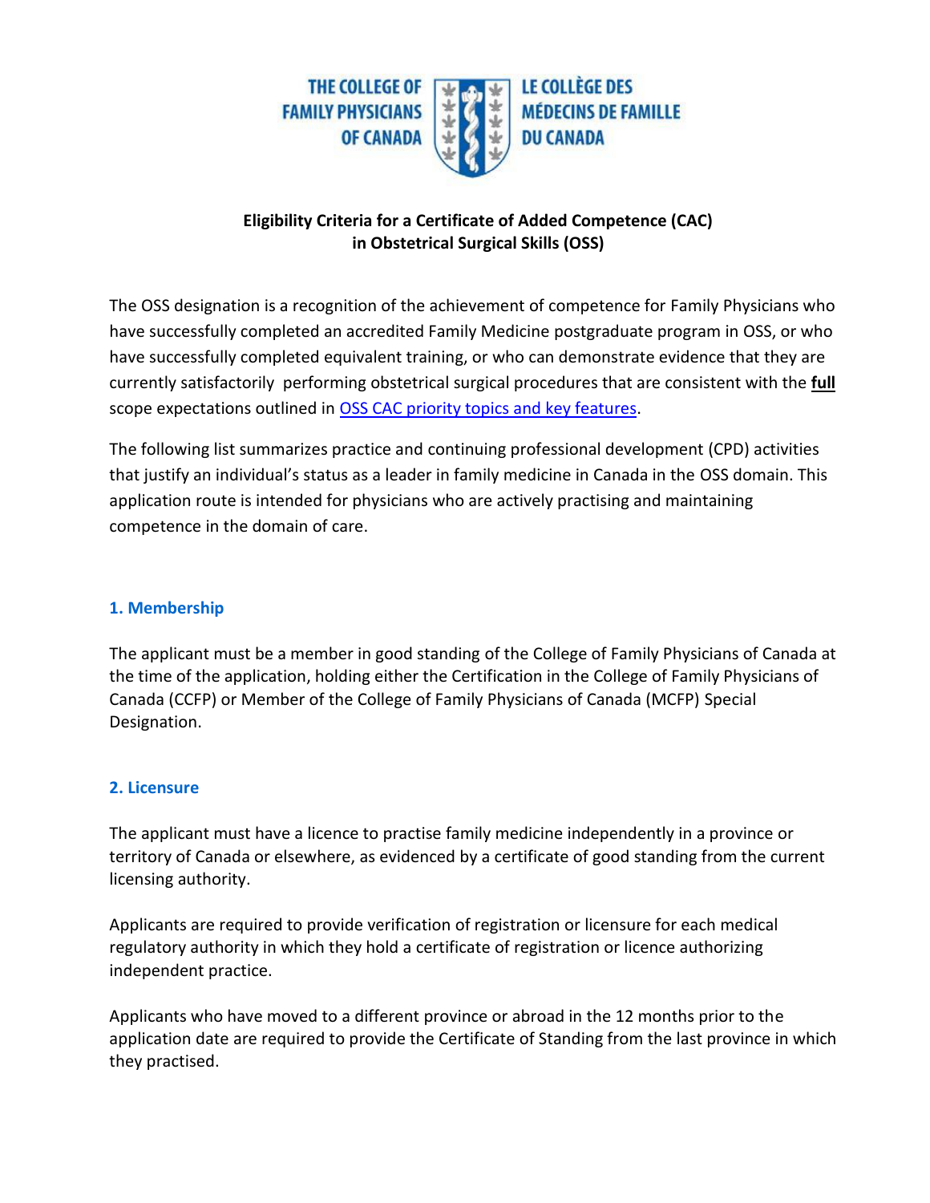THE COLLEGE OF FAMILY PHYSICIANS OF CANADA | LE COLLÈGE DES MÉDECINS DE FAMILLE DU CANADA

# Eligibility Criteria for a Certificate of Added Competence (CAC) in Obstetrical Surgical Skills (OSS)

The OSS designation is a recognition of the achievement of competence for Family Physicians who have successfully completed an accredited Family Medicine postgraduate program in OSS, or who have successfully completed equivalent training, or who can demonstrate evidence that they are currently satisfactorily performing obstetrical surgical procedures that are consistent with the **full** scope expectations outlined in OSS CAC priority topics and key features.

The following list summarizes practice and continuing professional development (CPD) activities that justify an individual's status as a leader in family medicine in Canada in the OSS domain. This application route is intended for physicians who are actively practising and maintaining competence in the domain of care.

## 1. Membership

The applicant must be a member in good standing of the College of Family Physicians of Canada at the time of the application, holding either the Certification in the College of Family Physicians of Canada (CCFP) or Member of the College of Family Physicians of Canada (MCFP) Special Designation.

## 2. Licensure

The applicant must have a licence to practise family medicine independently in a province or territory of Canada or elsewhere, as evidenced by a certificate of good standing from the current licensing authority.

Applicants are required to provide verification of registration or licensure for each medical regulatory authority in which they hold a certificate of registration or licence authorizing independent practice.

Applicants who have moved to a different province or abroad in the 12 months prior to the application date are required to provide the Certificate of Standing from the last province in which they practised.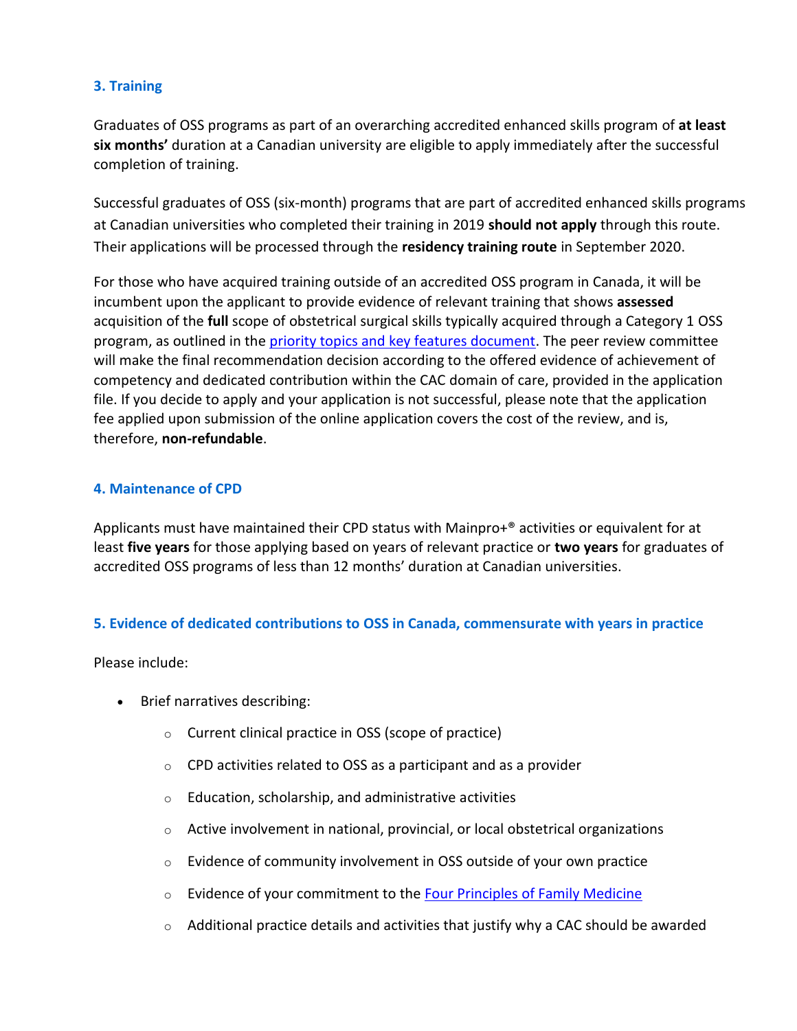### 3. Training

Graduates of OSS programs as part of an overarching accredited enhanced skills program of **at least six months'** duration at a Canadian university are eligible to apply immediately after the successful completion of training.

Successful graduates of OSS (six-month) programs that are part of accredited enhanced skills programs at Canadian universities who completed their training in 2019 **should not apply** through this route. Their applications will be processed through the **residency training route** in September 2020.

For those who have acquired training outside of an accredited OSS program in Canada, it will be incumbent upon the applicant to provide evidence of relevant training that shows **assessed** acquisition of the **full** scope of obstetrical surgical skills typically acquired through a Category 1 OSS program, as outlined in the [priority topics and key features document](). The peer review committee will make the final recommendation decision according to the offered evidence of achievement of competency and dedicated contribution within the CAC domain of care, provided in the application file. If you decide to apply and your application is not successful, please note that the application fee applied upon submission of the online application covers the cost of the review, and is, therefore, **non-refundable**.

### 4. Maintenance of CPD

Applicants must have maintained their CPD status with Mainpro+® activities or equivalent for at least **five years** for those applying based on years of relevant practice or **two years** for graduates of accredited OSS programs of less than 12 months' duration at Canadian universities.

### 5. Evidence of dedicated contributions to OSS in Canada, commensurate with years in practice

Please include:

- Brief narratives describing:
    - Current clinical practice in OSS (scope of practice)
    - CPD activities related to OSS as a participant and as a provider
    - Education, scholarship, and administrative activities
    - Active involvement in national, provincial, or local obstetrical organizations
    - Evidence of community involvement in OSS outside of your own practice
    - Evidence of your commitment to the [Four Principles of Family Medicine]()
    - Additional practice details and activities that justify why a CAC should be awarded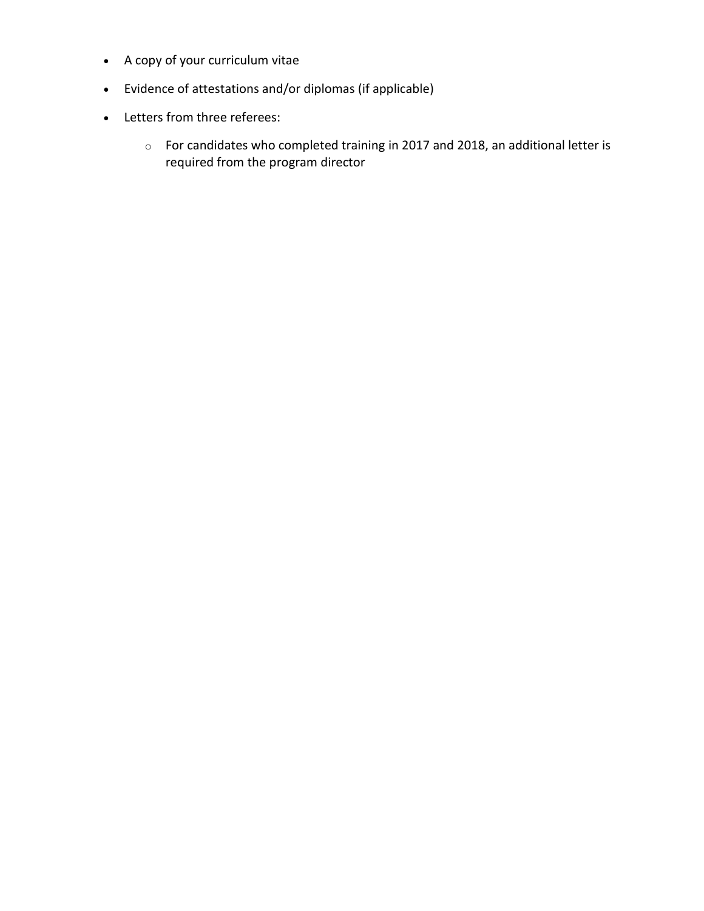- A copy of your curriculum vitae
- Evidence of attestations and/or diplomas (if applicable)
- Letters from three referees:
    - For candidates who completed training in 2017 and 2018, an additional letter is required from the program director